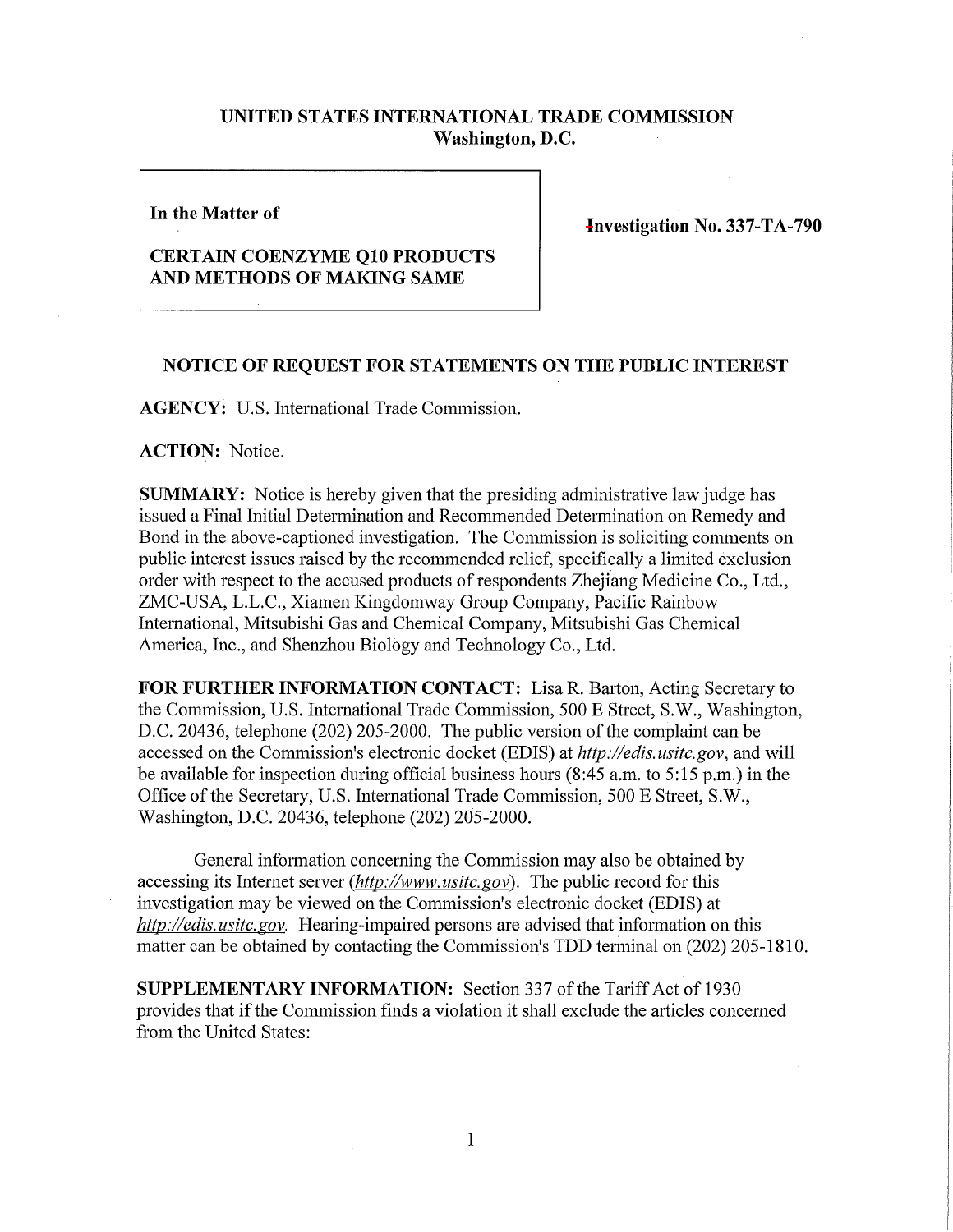# UNITED STATES INTERNATIONAL TRADE COMMISSION
## Washington, D.C.

**In the Matter of**

**CERTAIN COENZYME Q10 PRODUCTS AND METHODS OF MAKING SAME**

**Investigation No. 337-TA-790**

## NOTICE OF REQUEST FOR STATEMENTS ON THE PUBLIC INTEREST

**AGENCY:** U.S. International Trade Commission.

**ACTION:** Notice.

**SUMMARY:** Notice is hereby given that the presiding administrative law judge has issued a Final Initial Determination and Recommended Determination on Remedy and Bond in the above-captioned investigation. The Commission is soliciting comments on public interest issues raised by the recommended relief, specifically a limited exclusion order with respect to the accused products of respondents Zhejiang Medicine Co., Ltd., ZMC-USA, L.L.C., Xiamen Kingdomway Group Company, Pacific Rainbow International, Mitsubishi Gas and Chemical Company, Mitsubishi Gas Chemical America, Inc., and Shenzhou Biology and Technology Co., Ltd.

**FOR FURTHER INFORMATION CONTACT:** Lisa R. Barton, Acting Secretary to the Commission, U.S. International Trade Commission, 500 E Street, S.W., Washington, D.C. 20436, telephone (202) 205-2000. The public version of the complaint can be accessed on the Commission's electronic docket (EDIS) at *http://edis.usitc.gov*, and will be available for inspection during official business hours (8:45 a.m. to 5:15 p.m.) in the Office of the Secretary, U.S. International Trade Commission, 500 E Street, S.W., Washington, D.C. 20436, telephone (202) 205-2000.

General information concerning the Commission may also be obtained by accessing its Internet server (*http://www.usitc.gov*). The public record for this investigation may be viewed on the Commission's electronic docket (EDIS) at *http://edis.usitc.gov.* Hearing-impaired persons are advised that information on this matter can be obtained by contacting the Commission's TDD terminal on (202) 205-1810.

**SUPPLEMENTARY INFORMATION:** Section 337 of the Tariff Act of 1930 provides that if the Commission finds a violation it shall exclude the articles concerned from the United States: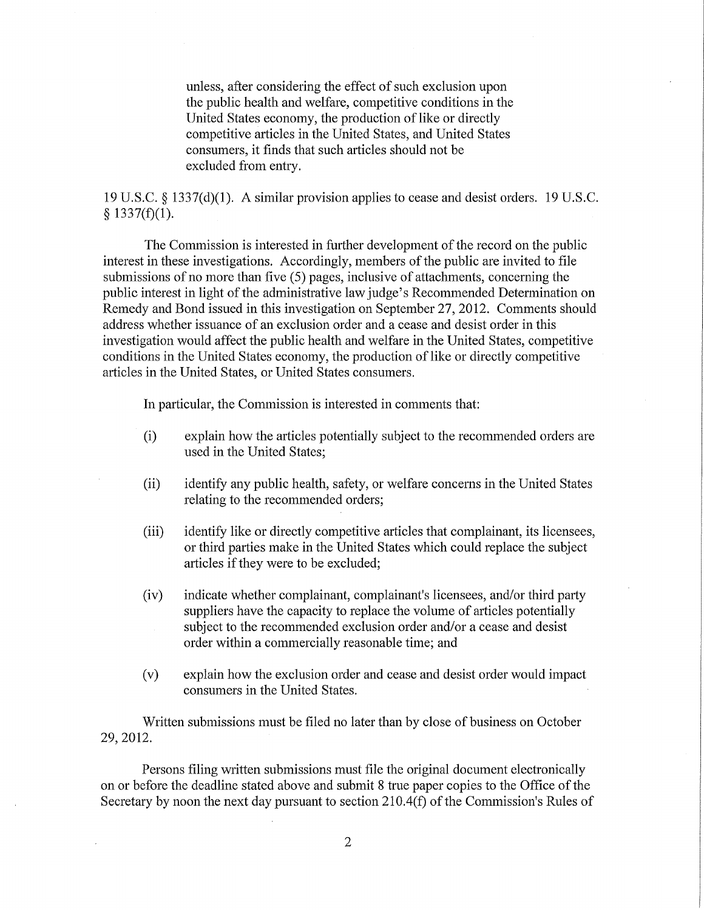> unless, after considering the effect of such exclusion upon the public health and welfare, competitive conditions in the United States economy, the production of like or directly competitive articles in the United States, and United States consumers, it finds that such articles should not be excluded from entry.

19 U.S.C. § 1337(d)(1). A similar provision applies to cease and desist orders. 19 U.S.C. § 1337(f)(1).

The Commission is interested in further development of the record on the public interest in these investigations. Accordingly, members of the public are invited to file submissions of no more than five (5) pages, inclusive of attachments, concerning the public interest in light of the administrative law judge's Recommended Determination on Remedy and Bond issued in this investigation on September 27, 2012. Comments should address whether issuance of an exclusion order and a cease and desist order in this investigation would affect the public health and welfare in the United States, competitive conditions in the United States economy, the production of like or directly competitive articles in the United States, or United States consumers.

In particular, the Commission is interested in comments that:

(i) explain how the articles potentially subject to the recommended orders are used in the United States;

(ii) identify any public health, safety, or welfare concerns in the United States relating to the recommended orders;

(iii) identify like or directly competitive articles that complainant, its licensees, or third parties make in the United States which could replace the subject articles if they were to be excluded;

(iv) indicate whether complainant, complainant's licensees, and/or third party suppliers have the capacity to replace the volume of articles potentially subject to the recommended exclusion order and/or a cease and desist order within a commercially reasonable time; and

(v) explain how the exclusion order and cease and desist order would impact consumers in the United States.

Written submissions must be filed no later than by close of business on October 29, 2012.

Persons filing written submissions must file the original document electronically on or before the deadline stated above and submit 8 true paper copies to the Office of the Secretary by noon the next day pursuant to section 210.4(f) of the Commission's Rules of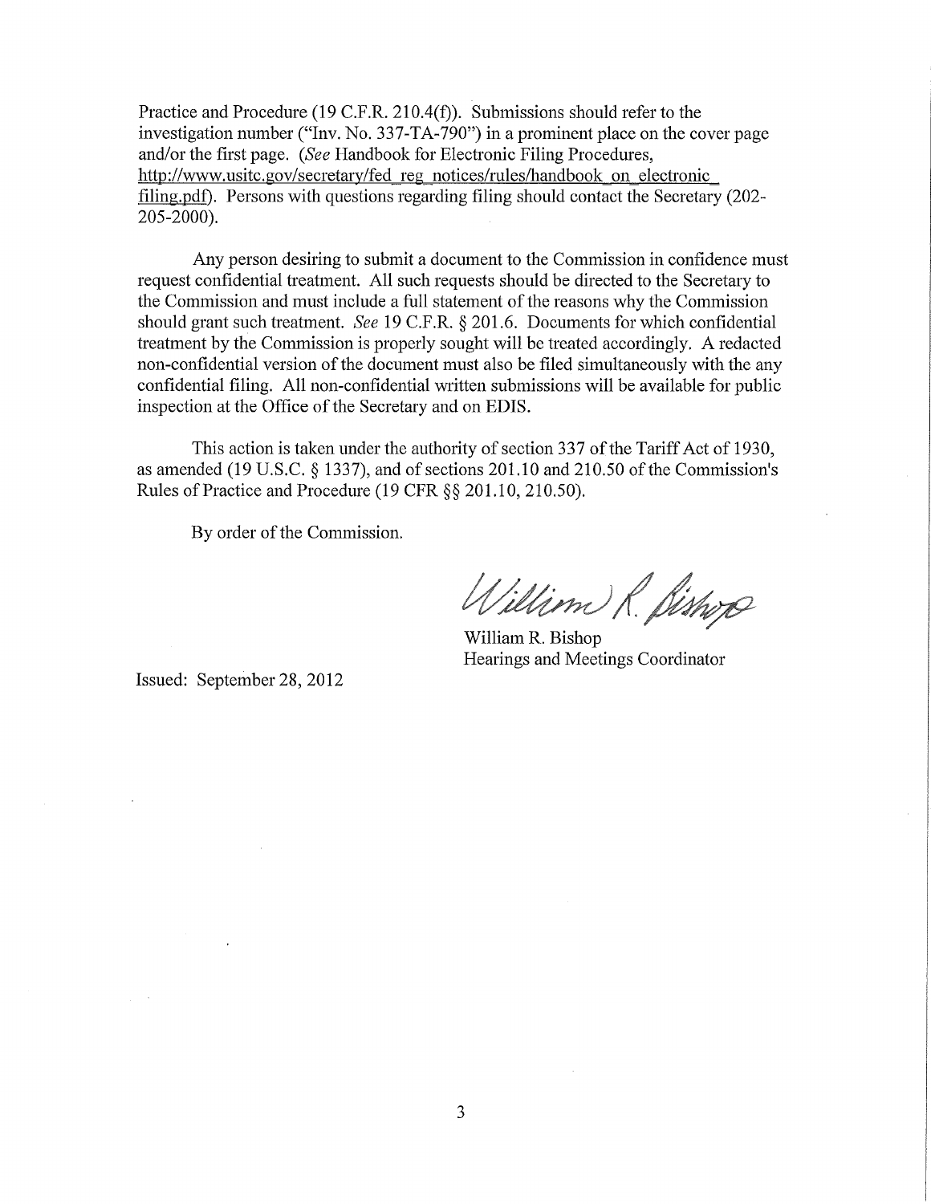Practice and Procedure (19 C.F.R. 210.4(f)). Submissions should refer to the investigation number ("Inv. No. 337-TA-790") in a prominent place on the cover page and/or the first page. (*See* Handbook for Electronic Filing Procedures, http://www.usitc.gov/secretary/fed_reg_notices/rules/handbook_on_electronic_filing.pdf). Persons with questions regarding filing should contact the Secretary (202-205-2000).

Any person desiring to submit a document to the Commission in confidence must request confidential treatment. All such requests should be directed to the Secretary to the Commission and must include a full statement of the reasons why the Commission should grant such treatment. *See* 19 C.F.R. § 201.6. Documents for which confidential treatment by the Commission is properly sought will be treated accordingly. A redacted non-confidential version of the document must also be filed simultaneously with the any confidential filing. All non-confidential written submissions will be available for public inspection at the Office of the Secretary and on EDIS.

This action is taken under the authority of section 337 of the Tariff Act of 1930, as amended (19 U.S.C. § 1337), and of sections 201.10 and 210.50 of the Commission's Rules of Practice and Procedure (19 CFR §§ 201.10, 210.50).

By order of the Commission.

William R. Bishop
Hearings and Meetings Coordinator

Issued: September 28, 2012